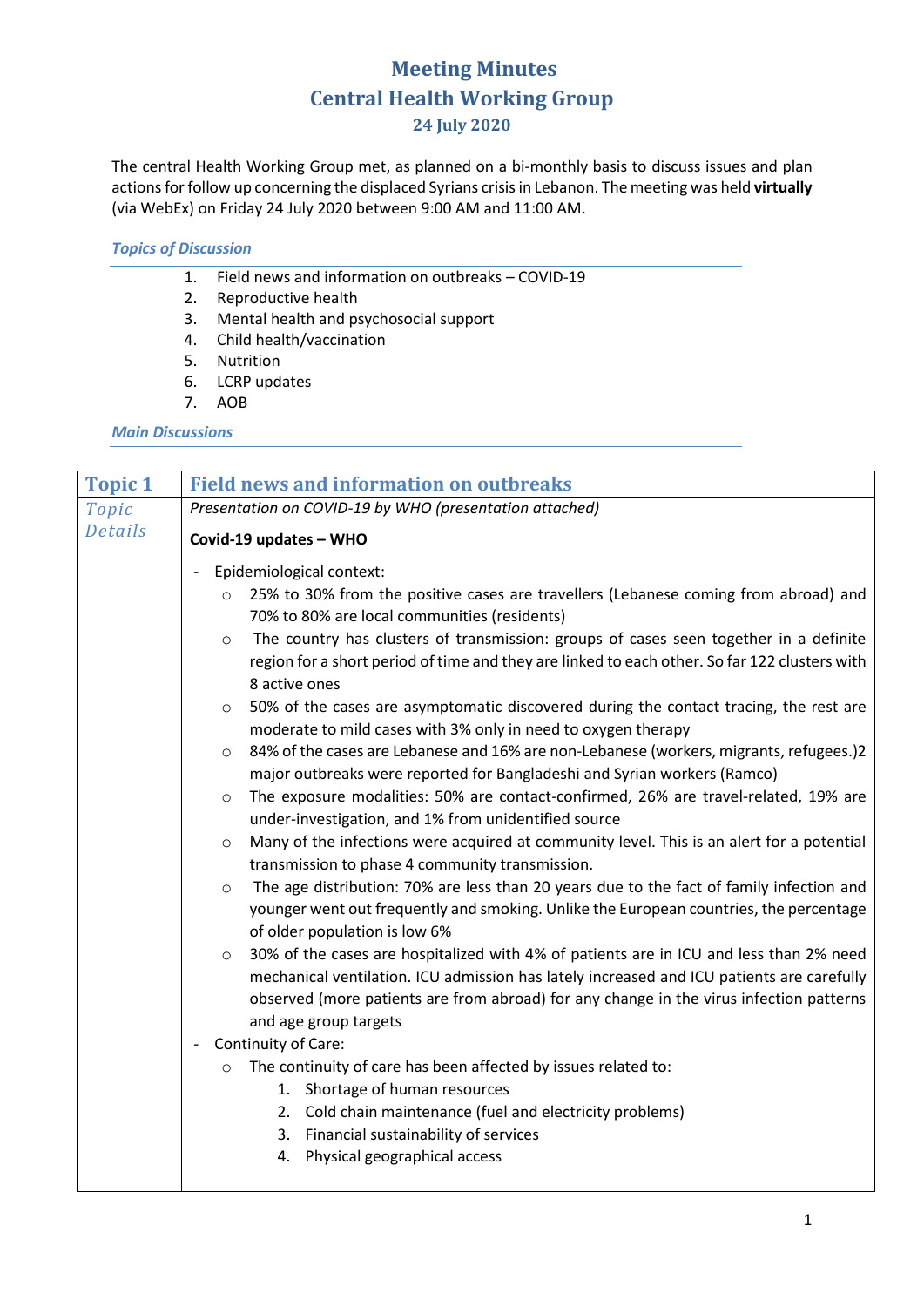# Meeting Minutes
# Central Health Working Group
### 24 July 2020

The central Health Working Group met, as planned on a bi-monthly basis to discuss issues and plan actions for follow up concerning the displaced Syrians crisis in Lebanon. The meeting was held **virtually** (via WebEx) on Friday 24 July 2020 between 9:00 AM and 11:00 AM.

***Topics of Discussion***

1. Field news and information on outbreaks – COVID-19
2. Reproductive health
3. Mental health and psychosocial support
4. Child health/vaccination
5. Nutrition
6. LCRP updates
7. AOB

***Main Discussions***

| **Topic 1** | **Field news and information on outbreaks** |
|---|---|
| *Topic Details* | *Presentation on COVID-19 by WHO (presentation attached)*<br><br>**Covid-19 updates – WHO**<br><br>- Epidemiological context:<br>&nbsp;&nbsp;○ 25% to 30% from the positive cases are travellers (Lebanese coming from abroad) and 70% to 80% are local communities (residents)<br>&nbsp;&nbsp;○ The country has clusters of transmission: groups of cases seen together in a definite region for a short period of time and they are linked to each other. So far 122 clusters with 8 active ones<br>&nbsp;&nbsp;○ 50% of the cases are asymptomatic discovered during the contact tracing, the rest are moderate to mild cases with 3% only in need to oxygen therapy<br>&nbsp;&nbsp;○ 84% of the cases are Lebanese and 16% are non-Lebanese (workers, migrants, refugees.)2 major outbreaks were reported for Bangladeshi and Syrian workers (Ramco)<br>&nbsp;&nbsp;○ The exposure modalities: 50% are contact-confirmed, 26% are travel-related, 19% are under-investigation, and 1% from unidentified source<br>&nbsp;&nbsp;○ Many of the infections were acquired at community level. This is an alert for a potential transmission to phase 4 community transmission.<br>&nbsp;&nbsp;○ The age distribution: 70% are less than 20 years due to the fact of family infection and younger went out frequently and smoking. Unlike the European countries, the percentage of older population is low 6%<br>&nbsp;&nbsp;○ 30% of the cases are hospitalized with 4% of patients are in ICU and less than 2% need mechanical ventilation. ICU admission has lately increased and ICU patients are carefully observed (more patients are from abroad) for any change in the virus infection patterns and age group targets<br>- Continuity of Care:<br>&nbsp;&nbsp;○ The continuity of care has been affected by issues related to:<br>&nbsp;&nbsp;&nbsp;&nbsp;1. Shortage of human resources<br>&nbsp;&nbsp;&nbsp;&nbsp;2. Cold chain maintenance (fuel and electricity problems)<br>&nbsp;&nbsp;&nbsp;&nbsp;3. Financial sustainability of services<br>&nbsp;&nbsp;&nbsp;&nbsp;4. Physical geographical access |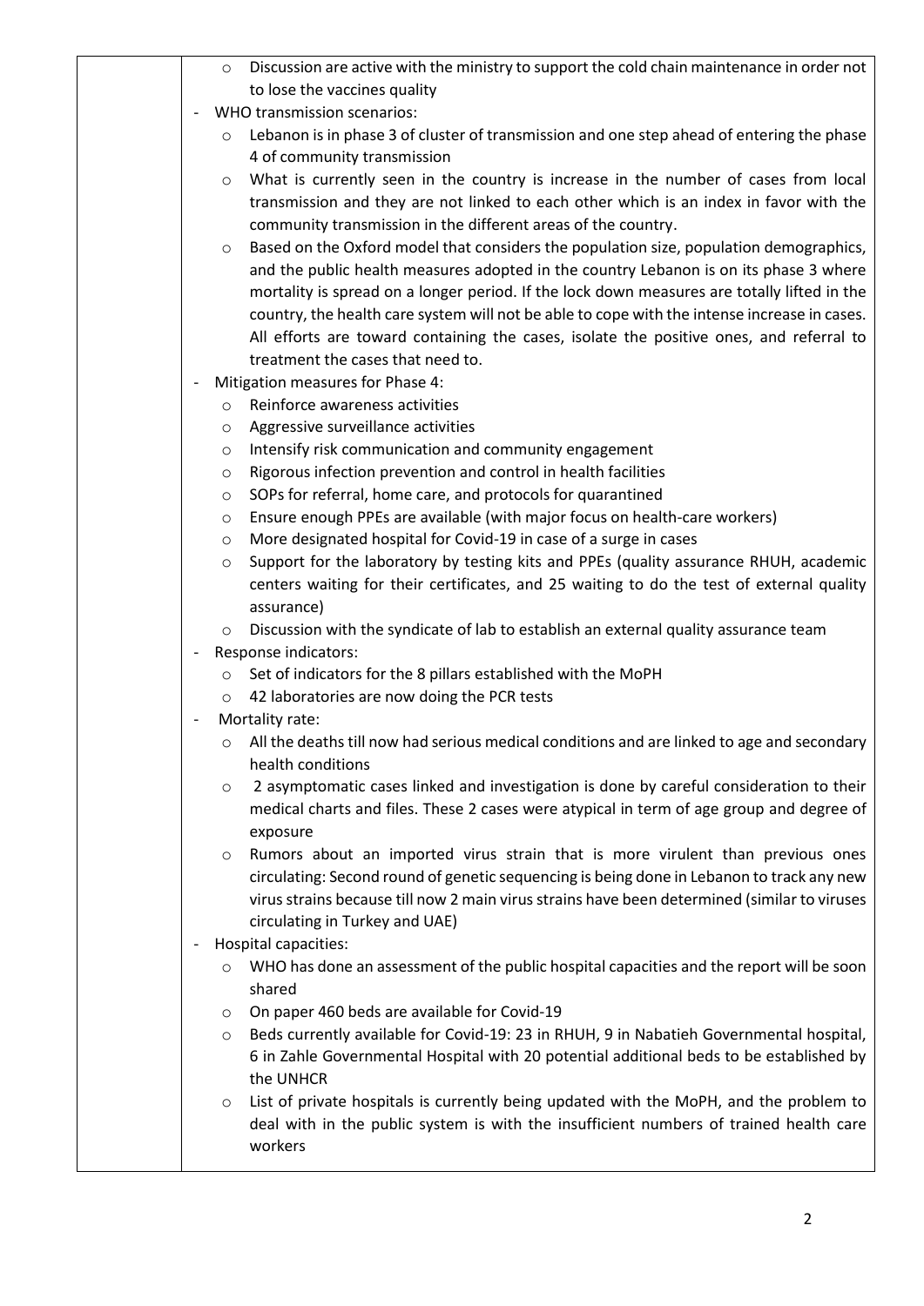- Discussion are active with the ministry to support the cold chain maintenance in order not to lose the vaccines quality
- WHO transmission scenarios:
  - Lebanon is in phase 3 of cluster of transmission and one step ahead of entering the phase 4 of community transmission
  - What is currently seen in the country is increase in the number of cases from local transmission and they are not linked to each other which is an index in favor with the community transmission in the different areas of the country.
  - Based on the Oxford model that considers the population size, population demographics, and the public health measures adopted in the country Lebanon is on its phase 3 where mortality is spread on a longer period. If the lock down measures are totally lifted in the country, the health care system will not be able to cope with the intense increase in cases. All efforts are toward containing the cases, isolate the positive ones, and referral to treatment the cases that need to.
- Mitigation measures for Phase 4:
  - Reinforce awareness activities
  - Aggressive surveillance activities
  - Intensify risk communication and community engagement
  - Rigorous infection prevention and control in health facilities
  - SOPs for referral, home care, and protocols for quarantined
  - Ensure enough PPEs are available (with major focus on health-care workers)
  - More designated hospital for Covid-19 in case of a surge in cases
  - Support for the laboratory by testing kits and PPEs (quality assurance RHUH, academic centers waiting for their certificates, and 25 waiting to do the test of external quality assurance)
  - Discussion with the syndicate of lab to establish an external quality assurance team
- Response indicators:
  - Set of indicators for the 8 pillars established with the MoPH
  - 42 laboratories are now doing the PCR tests
- Mortality rate:
  - All the deaths till now had serious medical conditions and are linked to age and secondary health conditions
  - 2 asymptomatic cases linked and investigation is done by careful consideration to their medical charts and files. These 2 cases were atypical in term of age group and degree of exposure
  - Rumors about an imported virus strain that is more virulent than previous ones circulating: Second round of genetic sequencing is being done in Lebanon to track any new virus strains because till now 2 main virus strains have been determined (similar to viruses circulating in Turkey and UAE)
- Hospital capacities:
  - WHO has done an assessment of the public hospital capacities and the report will be soon shared
  - On paper 460 beds are available for Covid-19
  - Beds currently available for Covid-19: 23 in RHUH, 9 in Nabatieh Governmental hospital, 6 in Zahle Governmental Hospital with 20 potential additional beds to be established by the UNHCR
  - List of private hospitals is currently being updated with the MoPH, and the problem to deal with in the public system is with the insufficient numbers of trained health care workers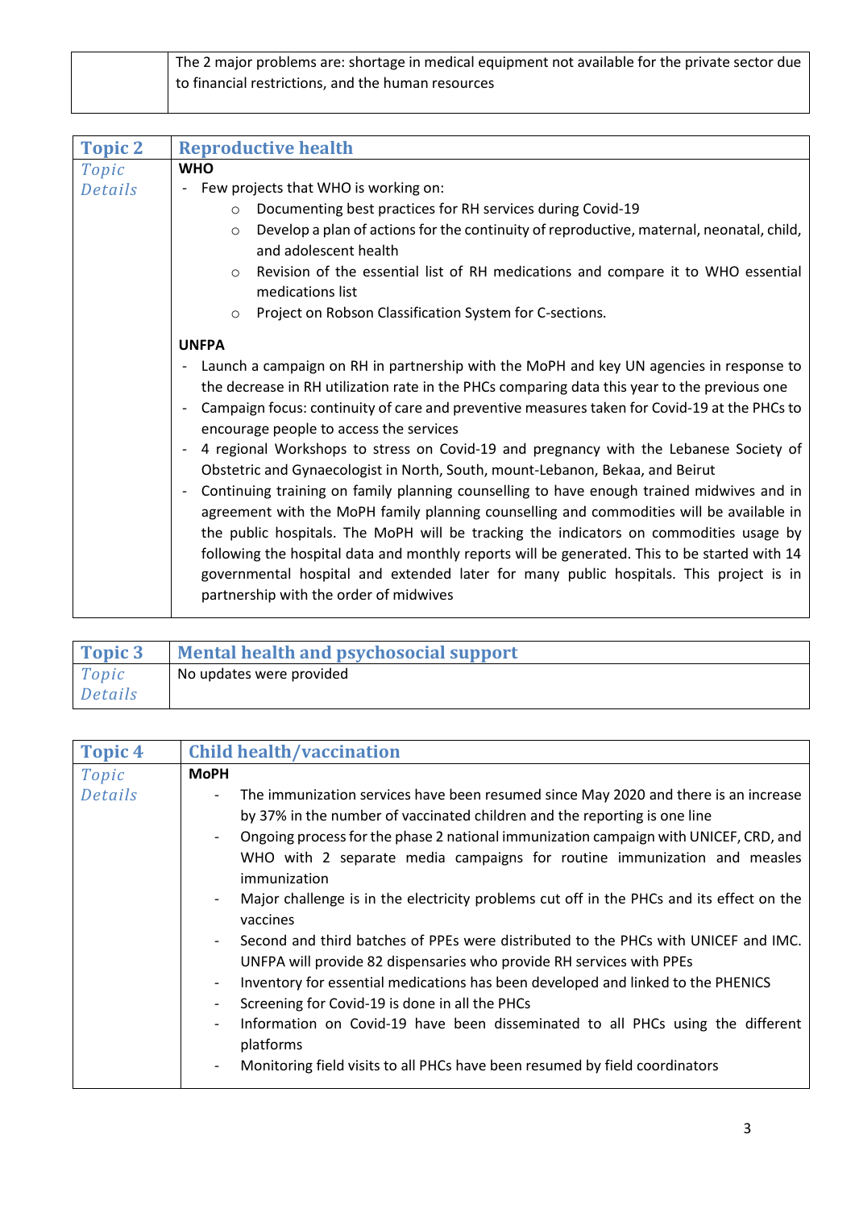| | The 2 major problems are: shortage in medical equipment not available for the private sector due to financial restrictions, and the human resources |
|---|---|

| Topic 2 | Reproductive health |
|---|---|
| *Topic Details* | **WHO**<br>- Few projects that WHO is working on:<br>&nbsp;&nbsp;&nbsp;&nbsp;○ Documenting best practices for RH services during Covid-19<br>&nbsp;&nbsp;&nbsp;&nbsp;○ Develop a plan of actions for the continuity of reproductive, maternal, neonatal, child, and adolescent health<br>&nbsp;&nbsp;&nbsp;&nbsp;○ Revision of the essential list of RH medications and compare it to WHO essential medications list<br>&nbsp;&nbsp;&nbsp;&nbsp;○ Project on Robson Classification System for C-sections.<br><br>**UNFPA**<br>- Launch a campaign on RH in partnership with the MoPH and key UN agencies in response to the decrease in RH utilization rate in the PHCs comparing data this year to the previous one<br>- Campaign focus: continuity of care and preventive measures taken for Covid-19 at the PHCs to encourage people to access the services<br>- 4 regional Workshops to stress on Covid-19 and pregnancy with the Lebanese Society of Obstetric and Gynaecologist in North, South, mount-Lebanon, Bekaa, and Beirut<br>- Continuing training on family planning counselling to have enough trained midwives and in agreement with the MoPH family planning counselling and commodities will be available in the public hospitals. The MoPH will be tracking the indicators on commodities usage by following the hospital data and monthly reports will be generated. This to be started with 14 governmental hospital and extended later for many public hospitals. This project is in partnership with the order of midwives |

| Topic 3 | Mental health and psychosocial support |
|---|---|
| *Topic Details* | No updates were provided |

| Topic 4 | Child health/vaccination |
|---|---|
| *Topic Details* | **MoPH**<br>- The immunization services have been resumed since May 2020 and there is an increase by 37% in the number of vaccinated children and the reporting is one line<br>- Ongoing process for the phase 2 national immunization campaign with UNICEF, CRD, and WHO with 2 separate media campaigns for routine immunization and measles immunization<br>- Major challenge is in the electricity problems cut off in the PHCs and its effect on the vaccines<br>- Second and third batches of PPEs were distributed to the PHCs with UNICEF and IMC. UNFPA will provide 82 dispensaries who provide RH services with PPEs<br>- Inventory for essential medications has been developed and linked to the PHENICS<br>- Screening for Covid-19 is done in all the PHCs<br>- Information on Covid-19 have been disseminated to all PHCs using the different platforms<br>- Monitoring field visits to all PHCs have been resumed by field coordinators |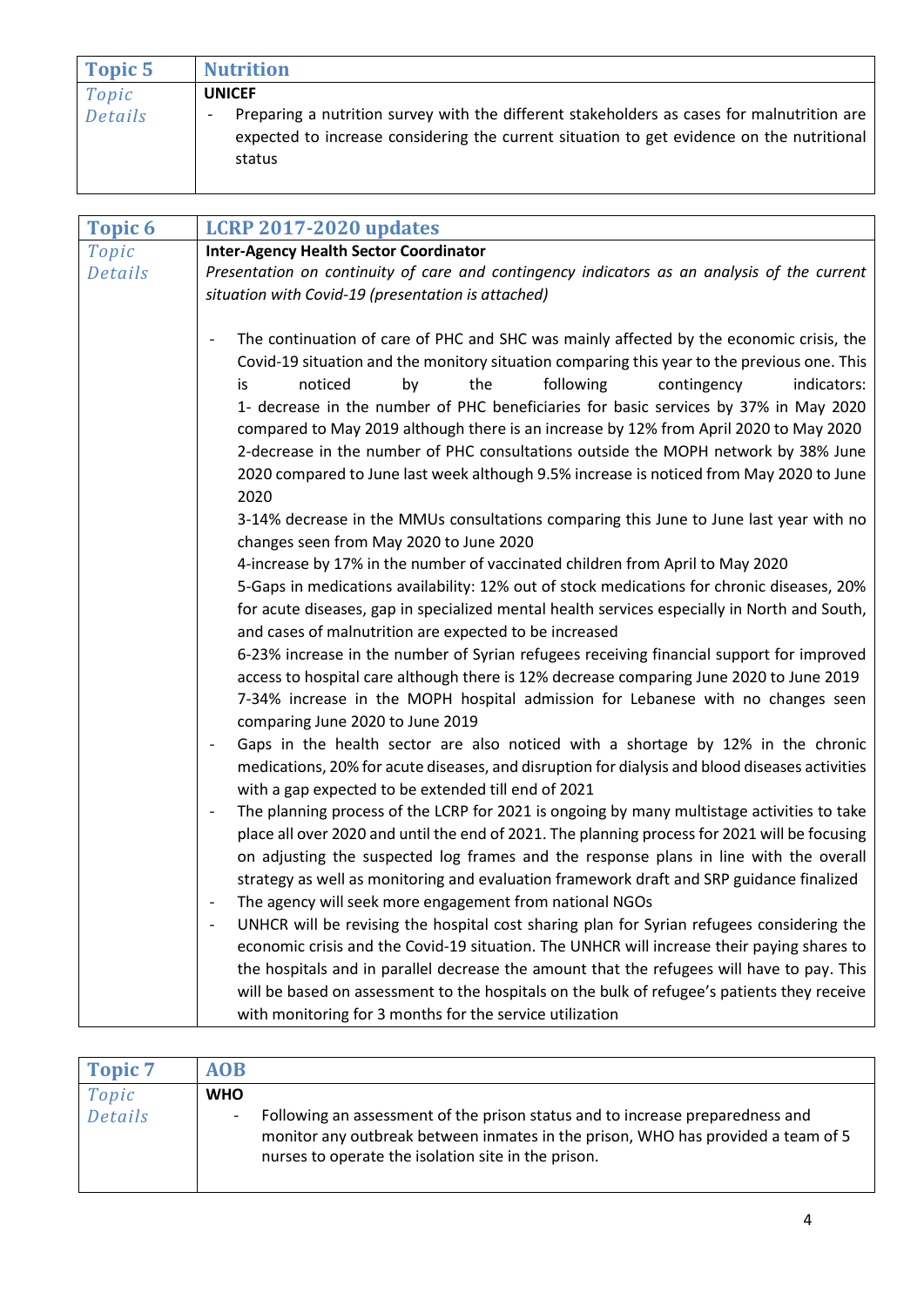| Topic 5 | Nutrition |
|---|---|
| *Topic Details* | **UNICEF**<br>- Preparing a nutrition survey with the different stakeholders as cases for malnutrition are expected to increase considering the current situation to get evidence on the nutritional status |

| Topic 6 | LCRP 2017-2020 updates |
|---|---|
| *Topic Details* | **Inter-Agency Health Sector Coordinator**<br>*Presentation on continuity of care and contingency indicators as an analysis of the current situation with Covid-19 (presentation is attached)*<br><br>- The continuation of care of PHC and SHC was mainly affected by the economic crisis, the Covid-19 situation and the monitory situation comparing this year to the previous one. This is noticed by the following contingency indicators:<br>1- decrease in the number of PHC beneficiaries for basic services by 37% in May 2020 compared to May 2019 although there is an increase by 12% from April 2020 to May 2020<br>2-decrease in the number of PHC consultations outside the MOPH network by 38% June 2020 compared to June last week although 9.5% increase is noticed from May 2020 to June 2020<br>3-14% decrease in the MMUs consultations comparing this June to June last year with no changes seen from May 2020 to June 2020<br>4-increase by 17% in the number of vaccinated children from April to May 2020<br>5-Gaps in medications availability: 12% out of stock medications for chronic diseases, 20% for acute diseases, gap in specialized mental health services especially in North and South, and cases of malnutrition are expected to be increased<br>6-23% increase in the number of Syrian refugees receiving financial support for improved access to hospital care although there is 12% decrease comparing June 2020 to June 2019<br>7-34% increase in the MOPH hospital admission for Lebanese with no changes seen comparing June 2020 to June 2019<br>- Gaps in the health sector are also noticed with a shortage by 12% in the chronic medications, 20% for acute diseases, and disruption for dialysis and blood diseases activities with a gap expected to be extended till end of 2021<br>- The planning process of the LCRP for 2021 is ongoing by many multistage activities to take place all over 2020 and until the end of 2021. The planning process for 2021 will be focusing on adjusting the suspected log frames and the response plans in line with the overall strategy as well as monitoring and evaluation framework draft and SRP guidance finalized<br>- The agency will seek more engagement from national NGOs<br>- UNHCR will be revising the hospital cost sharing plan for Syrian refugees considering the economic crisis and the Covid-19 situation. The UNHCR will increase their paying shares to the hospitals and in parallel decrease the amount that the refugees will have to pay. This will be based on assessment to the hospitals on the bulk of refugee's patients they receive with monitoring for 3 months for the service utilization |

| Topic 7 | AOB |
|---|---|
| *Topic Details* | **WHO**<br>- Following an assessment of the prison status and to increase preparedness and monitor any outbreak between inmates in the prison, WHO has provided a team of 5 nurses to operate the isolation site in the prison. |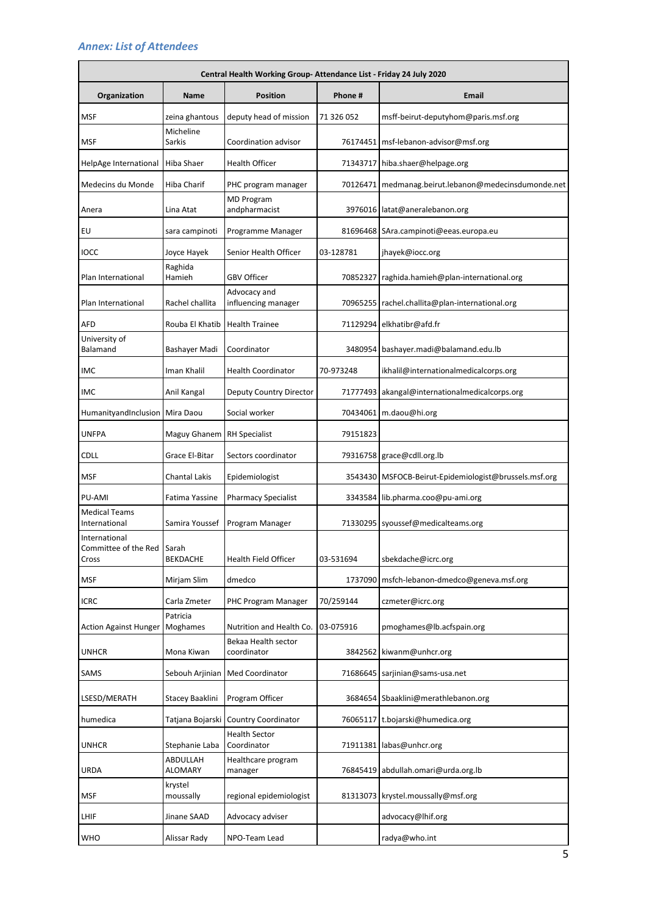### *Annex: List of Attendees*

| Central Health Working Group- Attendance List - Friday 24 July 2020 | | | | |
|---|---|---|---|---|
| **Organization** | **Name** | **Position** | **Phone #** | **Email** |
| MSF | zeina ghantous | deputy head of mission | 71 326 052 | msff-beirut-deputyhom@paris.msf.org |
| MSF | Micheline Sarkis | Coordination advisor | 76174451 | msf-lebanon-advisor@msf.org |
| HelpAge International | Hiba Shaer | Health Officer | 71343717 | hiba.shaer@helpage.org |
| Medecins du Monde | Hiba Charif | PHC program manager | 70126471 | medmanag.beirut.lebanon@medecinsdumonde.net |
| Anera | Lina Atat | MD Program andpharmacist | 3976016 | latat@aneralebanon.org |
| EU | sara campinoti | Programme Manager | 81696468 | SAra.campinoti@eeas.europa.eu |
| IOCC | Joyce Hayek | Senior Health Officer | 03-128781 | jhayek@iocc.org |
| Plan International | Raghida Hamieh | GBV Officer | 70852327 | raghida.hamieh@plan-international.org |
| Plan International | Rachel challita | Advocacy and influencing manager | 70965255 | rachel.challita@plan-international.org |
| AFD | Rouba El Khatib | Health Trainee | 71129294 | elkhatibr@afd.fr |
| University of Balamand | Bashayer Madi | Coordinator | 3480954 | bashayer.madi@balamand.edu.lb |
| IMC | Iman Khalil | Health Coordinator | 70-973248 | ikhalil@internationalmedicalcorps.org |
| IMC | Anil Kangal | Deputy Country Director | 71777493 | akangal@internationalmedicalcorps.org |
| HumanityandInclusion | Mira Daou | Social worker | 70434061 | m.daou@hi.org |
| UNFPA | Maguy Ghanem | RH Specialist | 79151823 | |
| CDLL | Grace El-Bitar | Sectors coordinator | 79316758 | grace@cdll.org.lb |
| MSF | Chantal Lakis | Epidemiologist | 3543430 | MSFOCB-Beirut-Epidemiologist@brussels.msf.org |
| PU-AMI | Fatima Yassine | Pharmacy Specialist | 3343584 | lib.pharma.coo@pu-ami.org |
| Medical Teams International | Samira Youssef | Program Manager | 71330295 | syoussef@medicalteams.org |
| International Committee of the Red Cross | Sarah BEKDACHE | Health Field Officer | 03-531694 | sbekdache@icrc.org |
| MSF | Mirjam Slim | dmedco | 1737090 | msfch-lebanon-dmedco@geneva.msf.org |
| ICRC | Carla Zmeter | PHC Program Manager | 70/259144 | czmeter@icrc.org |
| Action Against Hunger | Patricia Moghames | Nutrition and Health Co. | 03-075916 | pmoghames@lb.acfspain.org |
| UNHCR | Mona Kiwan | Bekaa Health sector coordinator | 3842562 | kiwanm@unhcr.org |
| SAMS | Sebouh Arjinian | Med Coordinator | 71686645 | sarjinian@sams-usa.net |
| LSESD/MERATH | Stacey Baaklini | Program Officer | 3684654 | Sbaaklini@merathlebanon.org |
| humedica | Tatjana Bojarski | Country Coordinator | 76065117 | t.bojarski@humedica.org |
| UNHCR | Stephanie Laba | Health Sector Coordinator | 71911381 | labas@unhcr.org |
| URDA | ABDULLAH ALOMARY | Healthcare program manager | 76845419 | abdullah.omari@urda.org.lb |
| MSF | krystel moussally | regional epidemiologist | 81313073 | krystel.moussally@msf.org |
| LHIF | Jinane SAAD | Advocacy adviser | | advocacy@lhif.org |
| WHO | Alissar Rady | NPO-Team Lead | | radya@who.int |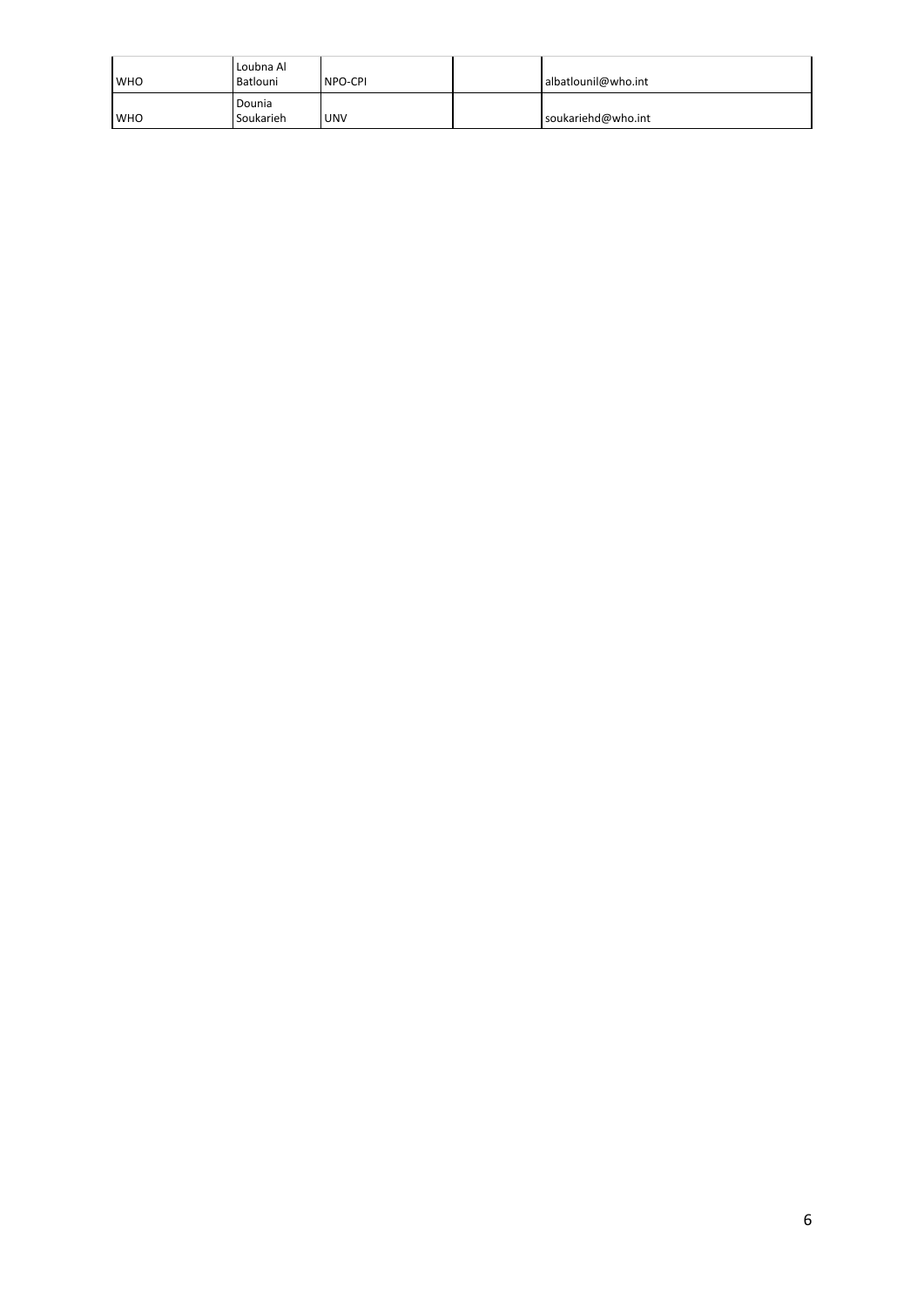| | | | | |
|---|---|---|---|---|
| WHO | Loubna Al Batlouni | NPO-CPI | | albatlounil@who.int |
| WHO | Dounia Soukarieh | UNV | | soukariehd@who.int |